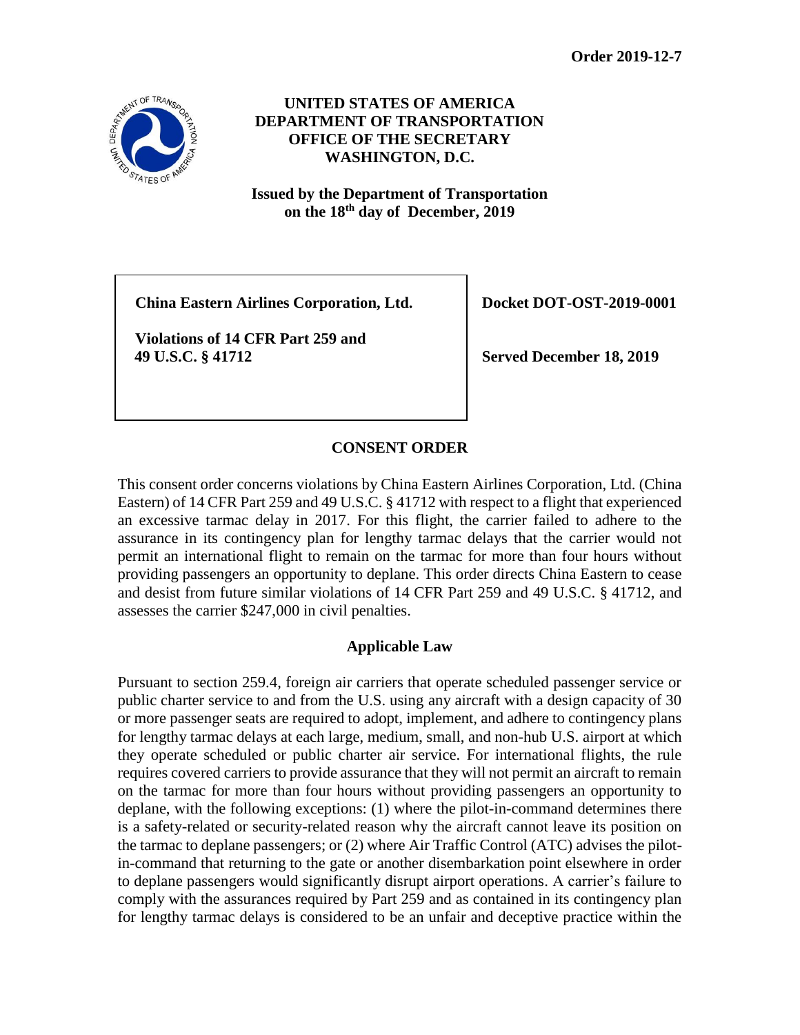**Order 2019-12-7**

**UNITED STATES OF AMERICA**
**DEPARTMENT OF TRANSPORTATION**
**OFFICE OF THE SECRETARY**
**WASHINGTON, D.C.**

**Issued by the Department of Transportation on the 18th day of December, 2019**

| | |
|---|---|
| **China Eastern Airlines Corporation, Ltd.**<br><br>**Violations of 14 CFR Part 259 and 49 U.S.C. § 41712** | **Docket DOT-OST-2019-0001**<br><br>**Served December 18, 2019** |

## CONSENT ORDER

This consent order concerns violations by China Eastern Airlines Corporation, Ltd. (China Eastern) of 14 CFR Part 259 and 49 U.S.C. § 41712 with respect to a flight that experienced an excessive tarmac delay in 2017. For this flight, the carrier failed to adhere to the assurance in its contingency plan for lengthy tarmac delays that the carrier would not permit an international flight to remain on the tarmac for more than four hours without providing passengers an opportunity to deplane. This order directs China Eastern to cease and desist from future similar violations of 14 CFR Part 259 and 49 U.S.C. § 41712, and assesses the carrier $247,000 in civil penalties.

### Applicable Law

Pursuant to section 259.4, foreign air carriers that operate scheduled passenger service or public charter service to and from the U.S. using any aircraft with a design capacity of 30 or more passenger seats are required to adopt, implement, and adhere to contingency plans for lengthy tarmac delays at each large, medium, small, and non-hub U.S. airport at which they operate scheduled or public charter air service. For international flights, the rule requires covered carriers to provide assurance that they will not permit an aircraft to remain on the tarmac for more than four hours without providing passengers an opportunity to deplane, with the following exceptions: (1) where the pilot-in-command determines there is a safety-related or security-related reason why the aircraft cannot leave its position on the tarmac to deplane passengers; or (2) where Air Traffic Control (ATC) advises the pilot-in-command that returning to the gate or another disembarkation point elsewhere in order to deplane passengers would significantly disrupt airport operations. A carrier's failure to comply with the assurances required by Part 259 and as contained in its contingency plan for lengthy tarmac delays is considered to be an unfair and deceptive practice within the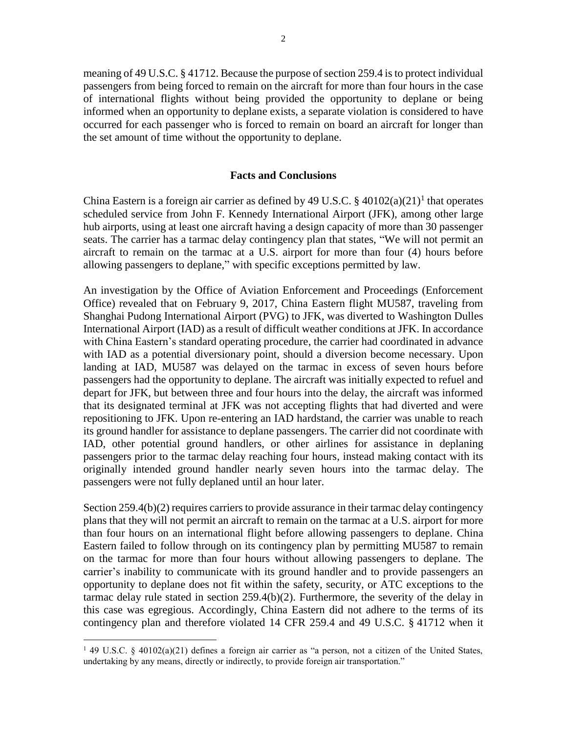meaning of 49 U.S.C. § 41712. Because the purpose of section 259.4 is to protect individual passengers from being forced to remain on the aircraft for more than four hours in the case of international flights without being provided the opportunity to deplane or being informed when an opportunity to deplane exists, a separate violation is considered to have occurred for each passenger who is forced to remain on board an aircraft for longer than the set amount of time without the opportunity to deplane.

## Facts and Conclusions

China Eastern is a foreign air carrier as defined by 49 U.S.C. § 40102(a)(21)[1] that operates scheduled service from John F. Kennedy International Airport (JFK), among other large hub airports, using at least one aircraft having a design capacity of more than 30 passenger seats. The carrier has a tarmac delay contingency plan that states, "We will not permit an aircraft to remain on the tarmac at a U.S. airport for more than four (4) hours before allowing passengers to deplane," with specific exceptions permitted by law.

An investigation by the Office of Aviation Enforcement and Proceedings (Enforcement Office) revealed that on February 9, 2017, China Eastern flight MU587, traveling from Shanghai Pudong International Airport (PVG) to JFK, was diverted to Washington Dulles International Airport (IAD) as a result of difficult weather conditions at JFK. In accordance with China Eastern's standard operating procedure, the carrier had coordinated in advance with IAD as a potential diversionary point, should a diversion become necessary. Upon landing at IAD, MU587 was delayed on the tarmac in excess of seven hours before passengers had the opportunity to deplane. The aircraft was initially expected to refuel and depart for JFK, but between three and four hours into the delay, the aircraft was informed that its designated terminal at JFK was not accepting flights that had diverted and were repositioning to JFK. Upon re-entering an IAD hardstand, the carrier was unable to reach its ground handler for assistance to deplane passengers. The carrier did not coordinate with IAD, other potential ground handlers, or other airlines for assistance in deplaning passengers prior to the tarmac delay reaching four hours, instead making contact with its originally intended ground handler nearly seven hours into the tarmac delay. The passengers were not fully deplaned until an hour later.

Section 259.4(b)(2) requires carriers to provide assurance in their tarmac delay contingency plans that they will not permit an aircraft to remain on the tarmac at a U.S. airport for more than four hours on an international flight before allowing passengers to deplane. China Eastern failed to follow through on its contingency plan by permitting MU587 to remain on the tarmac for more than four hours without allowing passengers to deplane. The carrier's inability to communicate with its ground handler and to provide passengers an opportunity to deplane does not fit within the safety, security, or ATC exceptions to the tarmac delay rule stated in section 259.4(b)(2). Furthermore, the severity of the delay in this case was egregious. Accordingly, China Eastern did not adhere to the terms of its contingency plan and therefore violated 14 CFR 259.4 and 49 U.S.C. § 41712 when it

---

[1] 49 U.S.C. § 40102(a)(21) defines a foreign air carrier as "a person, not a citizen of the United States, undertaking by any means, directly or indirectly, to provide foreign air transportation."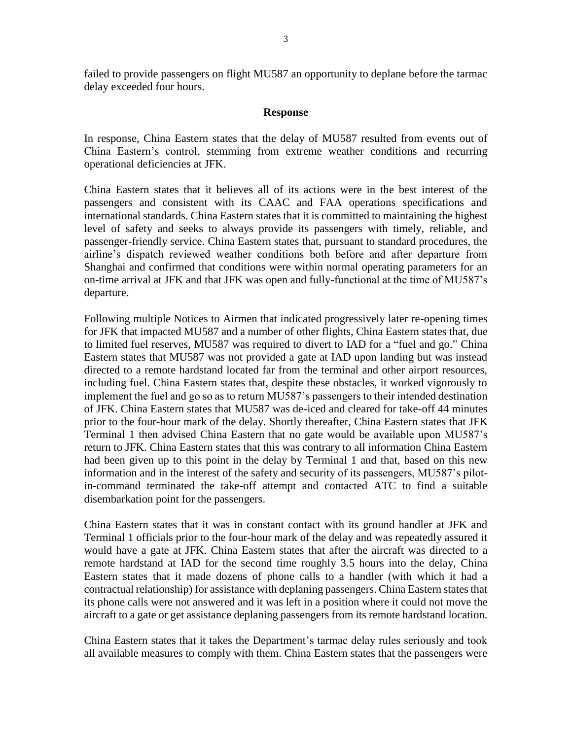failed to provide passengers on flight MU587 an opportunity to deplane before the tarmac delay exceeded four hours.

## Response

In response, China Eastern states that the delay of MU587 resulted from events out of China Eastern's control, stemming from extreme weather conditions and recurring operational deficiencies at JFK.

China Eastern states that it believes all of its actions were in the best interest of the passengers and consistent with its CAAC and FAA operations specifications and international standards. China Eastern states that it is committed to maintaining the highest level of safety and seeks to always provide its passengers with timely, reliable, and passenger-friendly service. China Eastern states that, pursuant to standard procedures, the airline's dispatch reviewed weather conditions both before and after departure from Shanghai and confirmed that conditions were within normal operating parameters for an on-time arrival at JFK and that JFK was open and fully-functional at the time of MU587's departure.

Following multiple Notices to Airmen that indicated progressively later re-opening times for JFK that impacted MU587 and a number of other flights, China Eastern states that, due to limited fuel reserves, MU587 was required to divert to IAD for a "fuel and go." China Eastern states that MU587 was not provided a gate at IAD upon landing but was instead directed to a remote hardstand located far from the terminal and other airport resources, including fuel. China Eastern states that, despite these obstacles, it worked vigorously to implement the fuel and go so as to return MU587's passengers to their intended destination of JFK. China Eastern states that MU587 was de-iced and cleared for take-off 44 minutes prior to the four-hour mark of the delay. Shortly thereafter, China Eastern states that JFK Terminal 1 then advised China Eastern that no gate would be available upon MU587's return to JFK. China Eastern states that this was contrary to all information China Eastern had been given up to this point in the delay by Terminal 1 and that, based on this new information and in the interest of the safety and security of its passengers, MU587's pilot-in-command terminated the take-off attempt and contacted ATC to find a suitable disembarkation point for the passengers.

China Eastern states that it was in constant contact with its ground handler at JFK and Terminal 1 officials prior to the four-hour mark of the delay and was repeatedly assured it would have a gate at JFK. China Eastern states that after the aircraft was directed to a remote hardstand at IAD for the second time roughly 3.5 hours into the delay, China Eastern states that it made dozens of phone calls to a handler (with which it had a contractual relationship) for assistance with deplaning passengers. China Eastern states that its phone calls were not answered and it was left in a position where it could not move the aircraft to a gate or get assistance deplaning passengers from its remote hardstand location.

China Eastern states that it takes the Department's tarmac delay rules seriously and took all available measures to comply with them. China Eastern states that the passengers were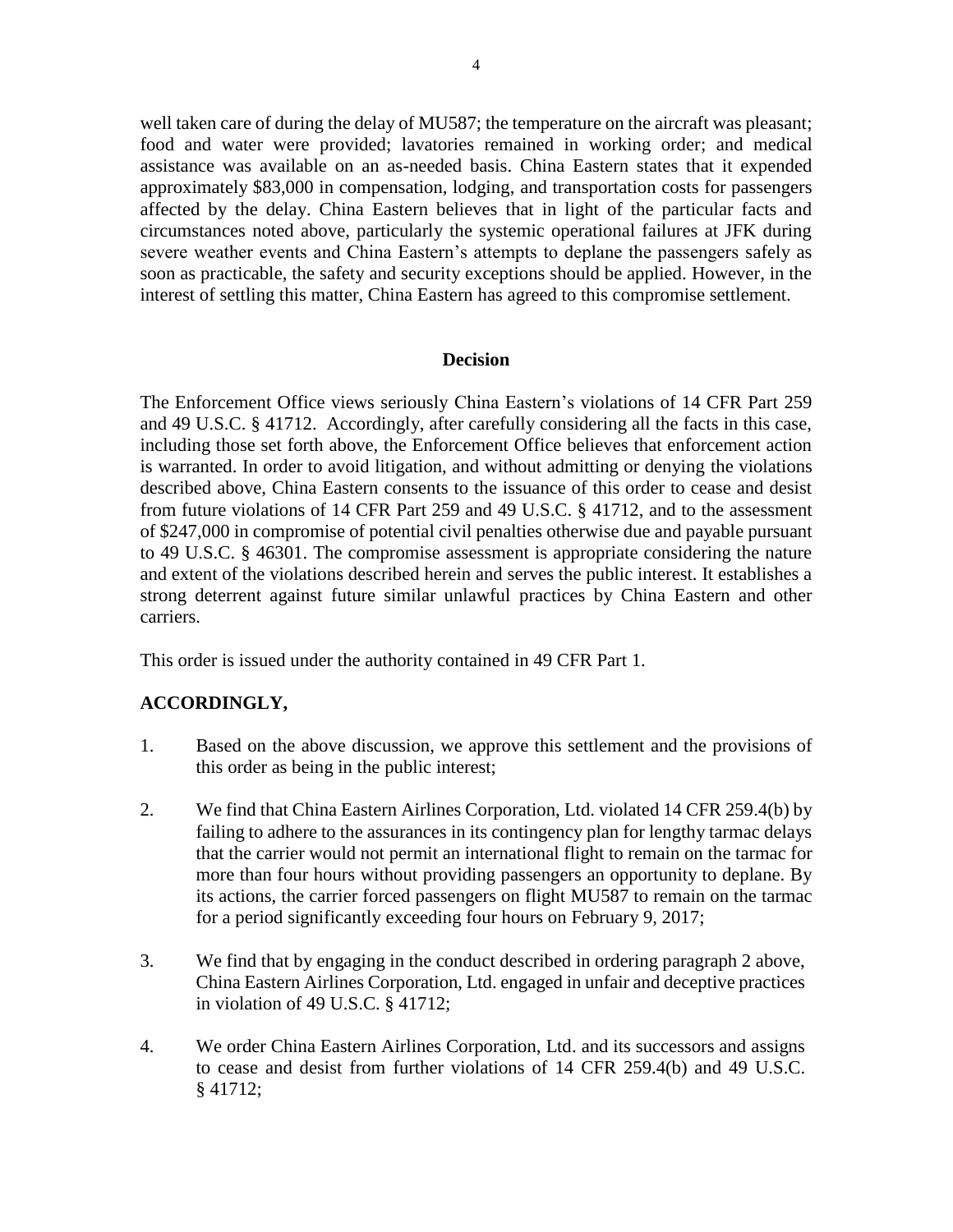well taken care of during the delay of MU587; the temperature on the aircraft was pleasant; food and water were provided; lavatories remained in working order; and medical assistance was available on an as-needed basis. China Eastern states that it expended approximately $83,000 in compensation, lodging, and transportation costs for passengers affected by the delay. China Eastern believes that in light of the particular facts and circumstances noted above, particularly the systemic operational failures at JFK during severe weather events and China Eastern's attempts to deplane the passengers safely as soon as practicable, the safety and security exceptions should be applied. However, in the interest of settling this matter, China Eastern has agreed to this compromise settlement.

## Decision

The Enforcement Office views seriously China Eastern's violations of 14 CFR Part 259 and 49 U.S.C. § 41712. Accordingly, after carefully considering all the facts in this case, including those set forth above, the Enforcement Office believes that enforcement action is warranted. In order to avoid litigation, and without admitting or denying the violations described above, China Eastern consents to the issuance of this order to cease and desist from future violations of 14 CFR Part 259 and 49 U.S.C. § 41712, and to the assessment of $247,000 in compromise of potential civil penalties otherwise due and payable pursuant to 49 U.S.C. § 46301. The compromise assessment is appropriate considering the nature and extent of the violations described herein and serves the public interest. It establishes a strong deterrent against future similar unlawful practices by China Eastern and other carriers.

This order is issued under the authority contained in 49 CFR Part 1.

**ACCORDINGLY,**

1. Based on the above discussion, we approve this settlement and the provisions of this order as being in the public interest;

2. We find that China Eastern Airlines Corporation, Ltd. violated 14 CFR 259.4(b) by failing to adhere to the assurances in its contingency plan for lengthy tarmac delays that the carrier would not permit an international flight to remain on the tarmac for more than four hours without providing passengers an opportunity to deplane. By its actions, the carrier forced passengers on flight MU587 to remain on the tarmac for a period significantly exceeding four hours on February 9, 2017;

3. We find that by engaging in the conduct described in ordering paragraph 2 above, China Eastern Airlines Corporation, Ltd. engaged in unfair and deceptive practices in violation of 49 U.S.C. § 41712;

4. We order China Eastern Airlines Corporation, Ltd. and its successors and assigns to cease and desist from further violations of 14 CFR 259.4(b) and 49 U.S.C. § 41712;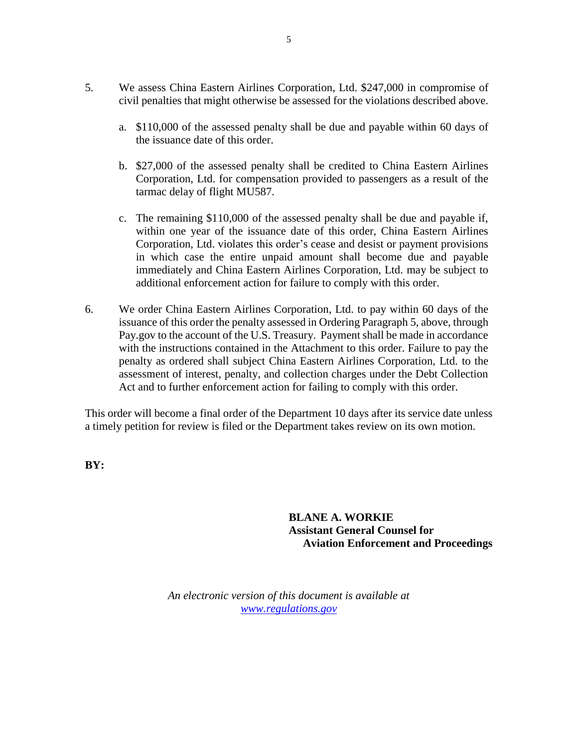5. We assess China Eastern Airlines Corporation, Ltd. $247,000 in compromise of civil penalties that might otherwise be assessed for the violations described above.

   a. $110,000 of the assessed penalty shall be due and payable within 60 days of the issuance date of this order.

   b. $27,000 of the assessed penalty shall be credited to China Eastern Airlines Corporation, Ltd. for compensation provided to passengers as a result of the tarmac delay of flight MU587.

   c. The remaining $110,000 of the assessed penalty shall be due and payable if, within one year of the issuance date of this order, China Eastern Airlines Corporation, Ltd. violates this order's cease and desist or payment provisions in which case the entire unpaid amount shall become due and payable immediately and China Eastern Airlines Corporation, Ltd. may be subject to additional enforcement action for failure to comply with this order.

6. We order China Eastern Airlines Corporation, Ltd. to pay within 60 days of the issuance of this order the penalty assessed in Ordering Paragraph 5, above, through Pay.gov to the account of the U.S. Treasury. Payment shall be made in accordance with the instructions contained in the Attachment to this order. Failure to pay the penalty as ordered shall subject China Eastern Airlines Corporation, Ltd. to the assessment of interest, penalty, and collection charges under the Debt Collection Act and to further enforcement action for failing to comply with this order.

This order will become a final order of the Department 10 days after its service date unless a timely petition for review is filed or the Department takes review on its own motion.

**BY:**

**BLANE A. WORKIE**
**Assistant General Counsel for**
**Aviation Enforcement and Proceedings**

*An electronic version of this document is available at [www.regulations.gov](www.regulations.gov)*